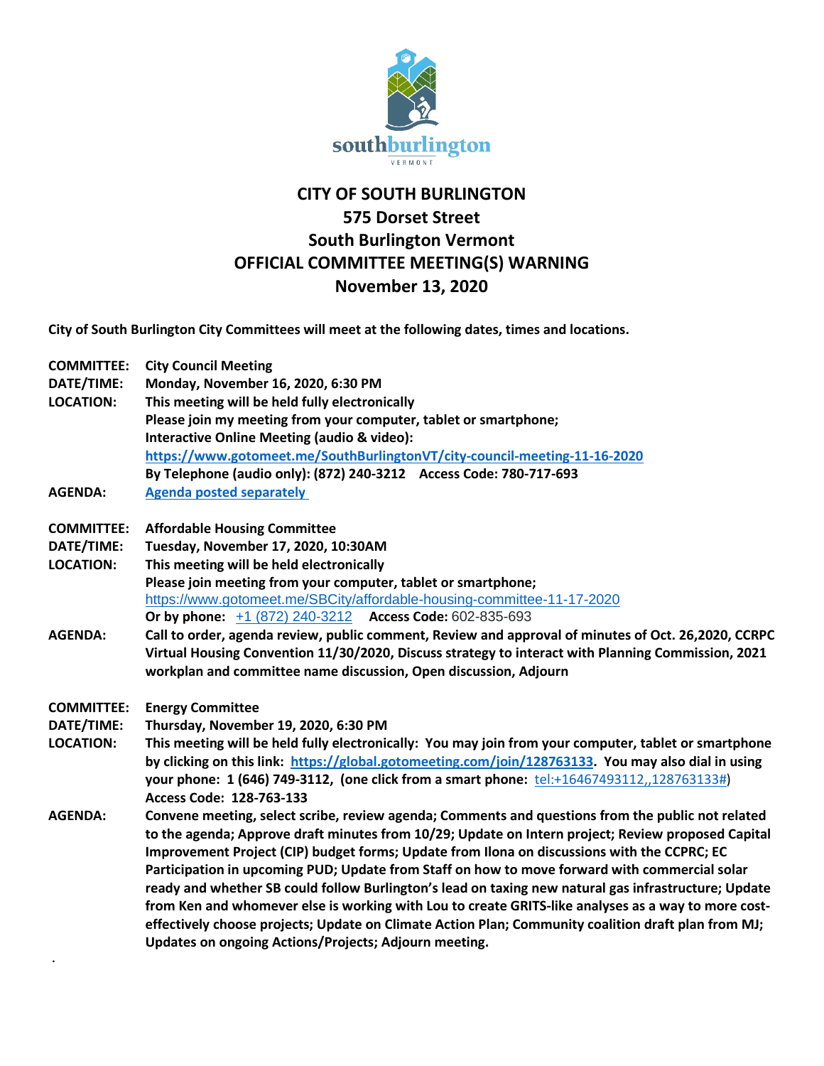# CITY OF SOUTH BURLINGTON
## 575 Dorset Street
## South Burlington Vermont
## OFFICIAL COMMITTEE MEETING(S) WARNING
## November 13, 2020

**City of South Burlington City Committees will meet at the following dates, times and locations.**

**COMMITTEE:** **City Council Meeting**
**DATE/TIME:** **Monday, November 16, 2020, 6:30 PM**
**LOCATION:** **This meeting will be held fully electronically**
**Please join my meeting from your computer, tablet or smartphone;**
**Interactive Online Meeting (audio & video):**
**https://www.gotomeet.me/SouthBurlingtonVT/city-council-meeting-11-16-2020**
**By Telephone (audio only): (872) 240-3212 Access Code: 780-717-693**
**AGENDA:** **Agenda posted separately**

**COMMITTEE:** **Affordable Housing Committee**
**DATE/TIME:** **Tuesday, November 17, 2020, 10:30AM**
**LOCATION:** **This meeting will be held electronically**
**Please join meeting from your computer, tablet or smartphone;**
https://www.gotomeet.me/SBCity/affordable-housing-committee-11-17-2020
**Or by phone:** +1 (872) 240-3212 **Access Code:** 602-835-693
**AGENDA:** **Call to order, agenda review, public comment, Review and approval of minutes of Oct. 26,2020, CCRPC Virtual Housing Convention 11/30/2020, Discuss strategy to interact with Planning Commission, 2021 workplan and committee name discussion, Open discussion, Adjourn**

**COMMITTEE:** **Energy Committee**
**DATE/TIME:** **Thursday, November 19, 2020, 6:30 PM**
**LOCATION:** **This meeting will be held fully electronically: You may join from your computer, tablet or smartphone by clicking on this link: https://global.gotomeeting.com/join/128763133. You may also dial in using your phone: 1 (646) 749-3112, (one click from a smart phone:** tel:+16467493112,,128763133#)
**Access Code: 128-763-133**
**AGENDA:** **Convene meeting, select scribe, review agenda; Comments and questions from the public not related to the agenda; Approve draft minutes from 10/29; Update on Intern project; Review proposed Capital Improvement Project (CIP) budget forms; Update from Ilona on discussions with the CCPRC; EC Participation in upcoming PUD; Update from Staff on how to move forward with commercial solar ready and whether SB could follow Burlington's lead on taxing new natural gas infrastructure; Update from Ken and whomever else is working with Lou to create GRITS-like analyses as a way to more cost-effectively choose projects; Update on Climate Action Plan; Community coalition draft plan from MJ; Updates on ongoing Actions/Projects; Adjourn meeting.**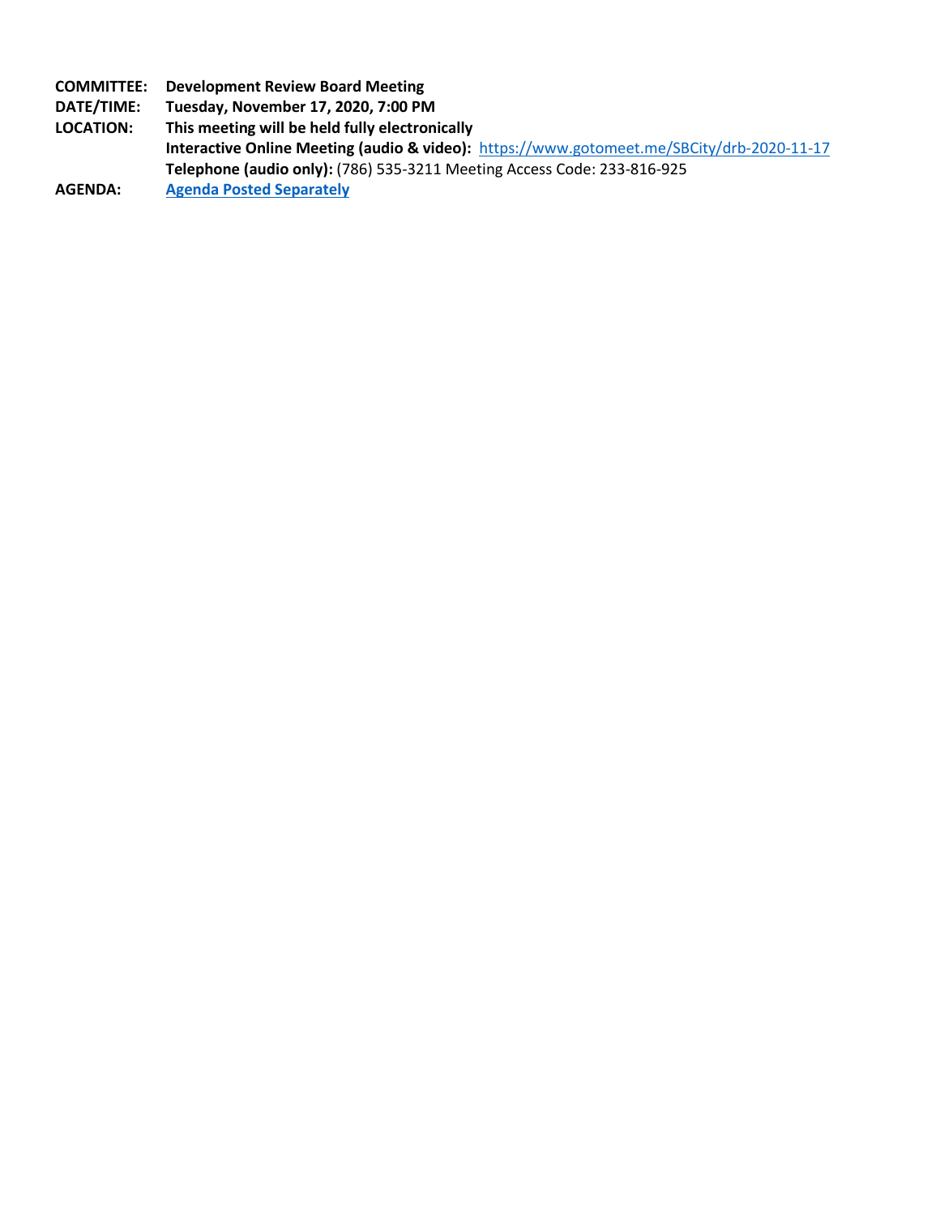**COMMITTEE:** **Development Review Board Meeting**

**DATE/TIME:** **Tuesday, November 17, 2020, 7:00 PM**

**LOCATION:** **This meeting will be held fully electronically**

**Interactive Online Meeting (audio & video):** https://www.gotomeet.me/SBCity/drb-2020-11-17

**Telephone (audio only):** (786) 535-3211 Meeting Access Code: 233-816-925

**AGENDA:** **Agenda Posted Separately**